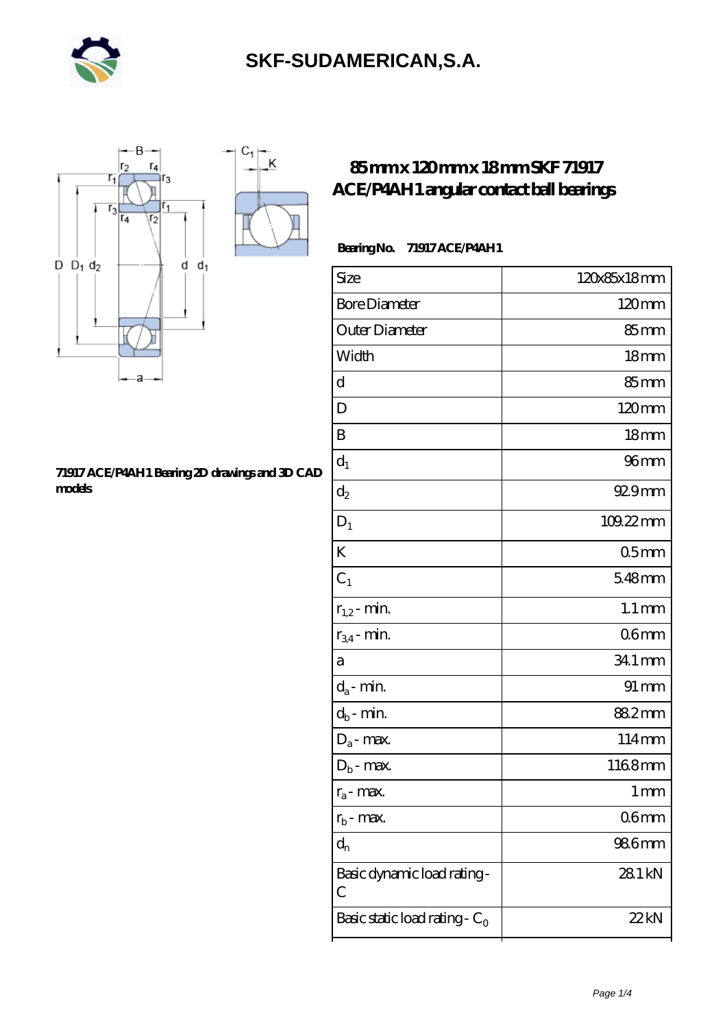# SKF-SUDAMERICAN,S.A.

## 85 mm x 120 mm x 18 mm SKF 71917 ACE/P4AH1 angular contact ball bearings

**Bearing No.** 71917 ACE/P4AH1

| Size | 120x85x18 mm |
|---|---|
| Bore Diameter | 120 mm |
| Outer Diameter | 85 mm |
| Width | 18 mm |
| d | 85 mm |
| D | 120 mm |
| B | 18 mm |
| $d_1$ | 96 mm |
| $d_2$ | 92.9 mm |
| $D_1$ | 109.22 mm |
| K | 0.5 mm |
| $C_1$ | 5.48 mm |
| $r_{1,2}$ - min. | 1.1 mm |
| $r_{3,4}$ - min. | 0.6 mm |
| a | 34.1 mm |
| $d_a$ - min. | 91 mm |
| $d_b$ - min. | 88.2 mm |
| $D_a$ - max. | 114 mm |
| $D_b$ - max. | 116.8 mm |
| $r_a$ - max. | 1 mm |
| $r_b$ - max. | 0.6 mm |
| $d_n$ | 98.6 mm |
| Basic dynamic load rating - C | 28.1 kN |
| Basic static load rating - $C_0$ | 22 kN |

71917 ACE/P4AH1 Bearing 2D drawings and 3D CAD models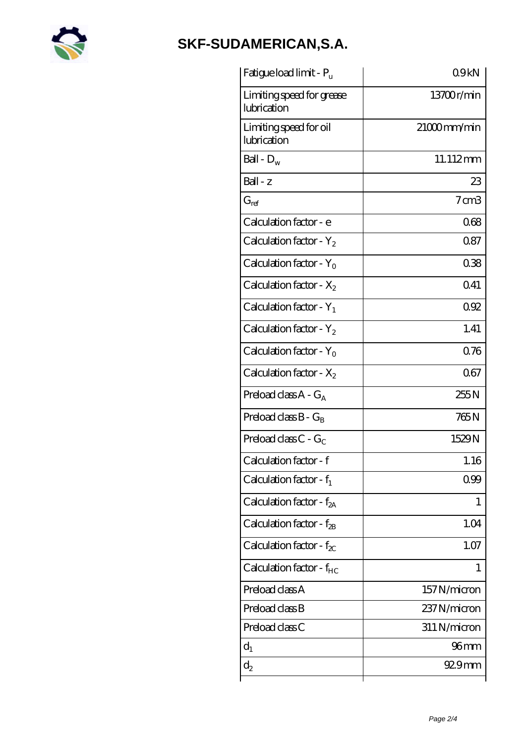| | |
|---|---|
| Fatigue load limit - $P_u$ | 0.9 kN |
| Limiting speed for grease lubrication | 13700 r/min |
| Limiting speed for oil lubrication | 21000 mm/min |
| Ball - $D_w$ | 11.112 mm |
| Ball - z | 23 |
| $G_{ref}$ | 7 cm3 |
| Calculation factor - e | 0.68 |
| Calculation factor - $Y_2$ | 0.87 |
| Calculation factor - $Y_0$ | 0.38 |
| Calculation factor - $X_2$ | 0.41 |
| Calculation factor - $Y_1$ | 0.92 |
| Calculation factor - $Y_2$ | 1.41 |
| Calculation factor - $Y_0$ | 0.76 |
| Calculation factor - $X_2$ | 0.67 |
| Preload class A - $G_A$ | 255 N |
| Preload class B - $G_B$ | 765 N |
| Preload class C - $G_C$ | 1529 N |
| Calculation factor - f | 1.16 |
| Calculation factor - $f_1$ | 0.99 |
| Calculation factor - $f_{2A}$ | 1 |
| Calculation factor - $f_{2B}$ | 1.04 |
| Calculation factor - $f_{2C}$ | 1.07 |
| Calculation factor - $f_{HC}$ | 1 |
| Preload class A | 157 N/micron |
| Preload class B | 237 N/micron |
| Preload class C | 311 N/micron |
| $d_1$ | 96 mm |
| $d_2$ | 92.9 mm |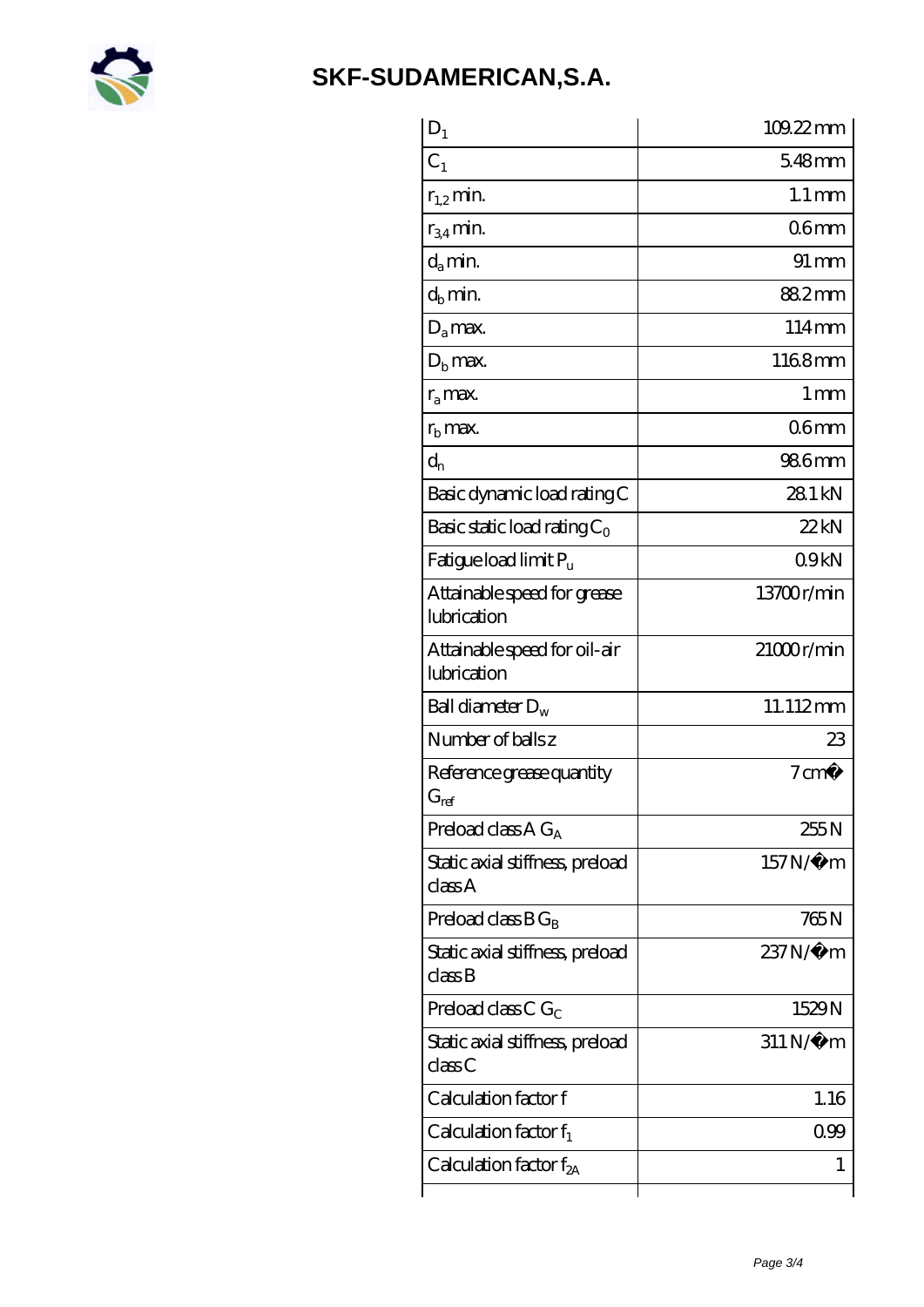| | |
|---|---|
| $D_1$ | 109.22 mm |
| $C_1$ | 5.48 mm |
| $r_{1,2}$ min. | 1.1 mm |
| $r_{3,4}$ min. | 0.6 mm |
| $d_a$ min. | 91 mm |
| $d_b$ min. | 88.2 mm |
| $D_a$ max. | 114 mm |
| $D_b$ max. | 116.8 mm |
| $r_a$ max. | 1 mm |
| $r_b$ max. | 0.6 mm |
| $d_n$ | 98.6 mm |
| Basic dynamic load rating C | 28.1 kN |
| Basic static load rating $C_0$ | 22 kN |
| Fatigue load limit $P_u$ | 0.9 kN |
| Attainable speed for grease lubrication | 13700 r/min |
| Attainable speed for oil-air lubrication | 21000 r/min |
| Ball diameter $D_w$ | 11.112 mm |
| Number of balls z | 23 |
| Reference grease quantity $G_{ref}$ | 7 cm� |
| Preload class A $G_A$ | 255 N |
| Static axial stiffness, preload class A | 157 N/�m |
| Preload class B $G_B$ | 765 N |
| Static axial stiffness, preload class B | 237 N/�m |
| Preload class C $G_C$ | 1529 N |
| Static axial stiffness, preload class C | 311 N/�m |
| Calculation factor f | 1.16 |
| Calculation factor $f_1$ | 0.99 |
| Calculation factor $f_{2A}$ | 1 |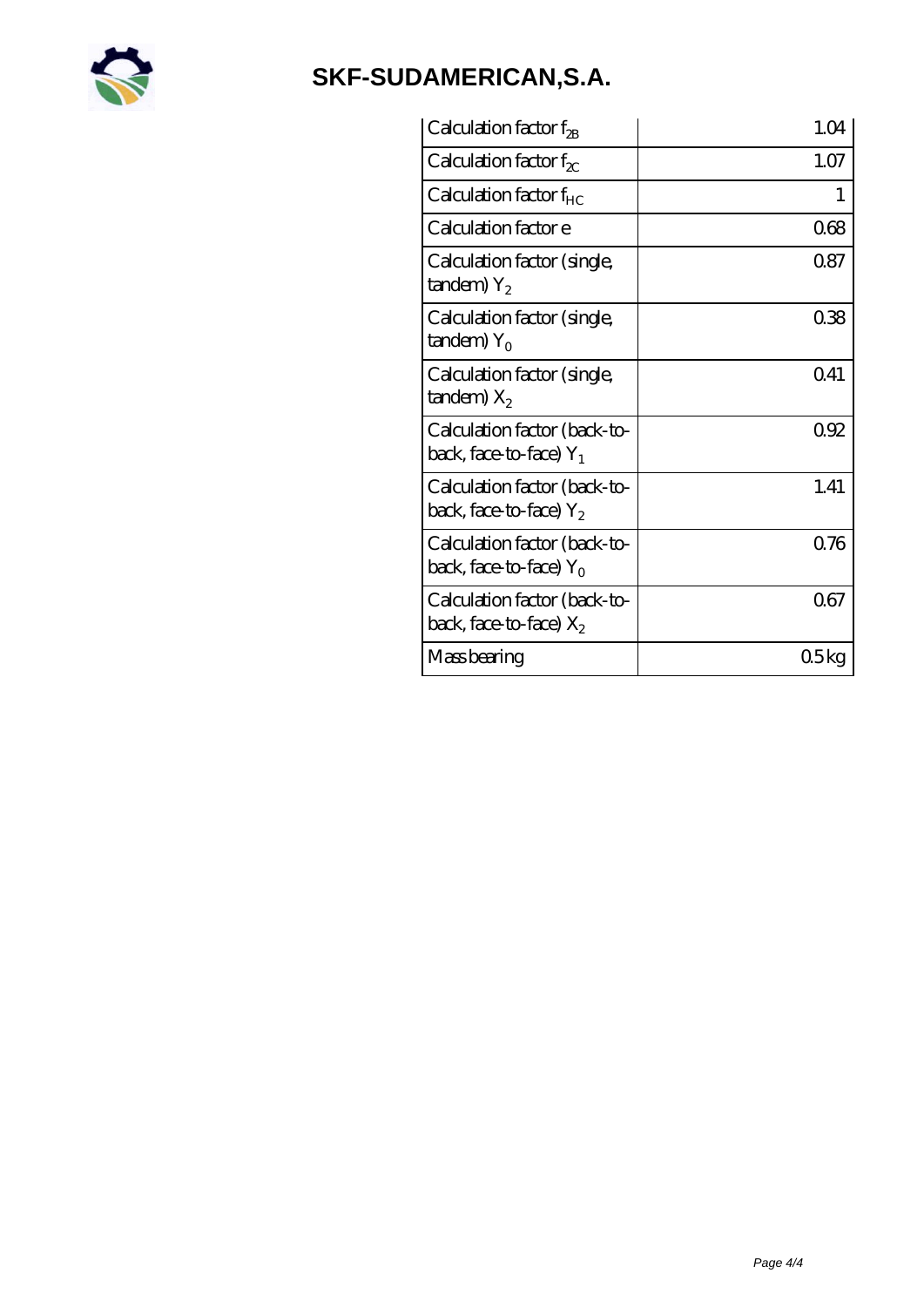| | |
|---|---|
| Calculation factor $f_{2B}$ | 1.04 |
| Calculation factor $f_{2C}$ | 1.07 |
| Calculation factor $f_{HC}$ | 1 |
| Calculation factor e | 0.68 |
| Calculation factor (single, tandem) $Y_2$ | 0.87 |
| Calculation factor (single, tandem) $Y_0$ | 0.38 |
| Calculation factor (single, tandem) $X_2$ | 0.41 |
| Calculation factor (back-to-back, face-to-face) $Y_1$ | 0.92 |
| Calculation factor (back-to-back, face-to-face) $Y_2$ | 1.41 |
| Calculation factor (back-to-back, face-to-face) $Y_0$ | 0.76 |
| Calculation factor (back-to-back, face-to-face) $X_2$ | 0.67 |
| Mass bearing | 0.5 kg |